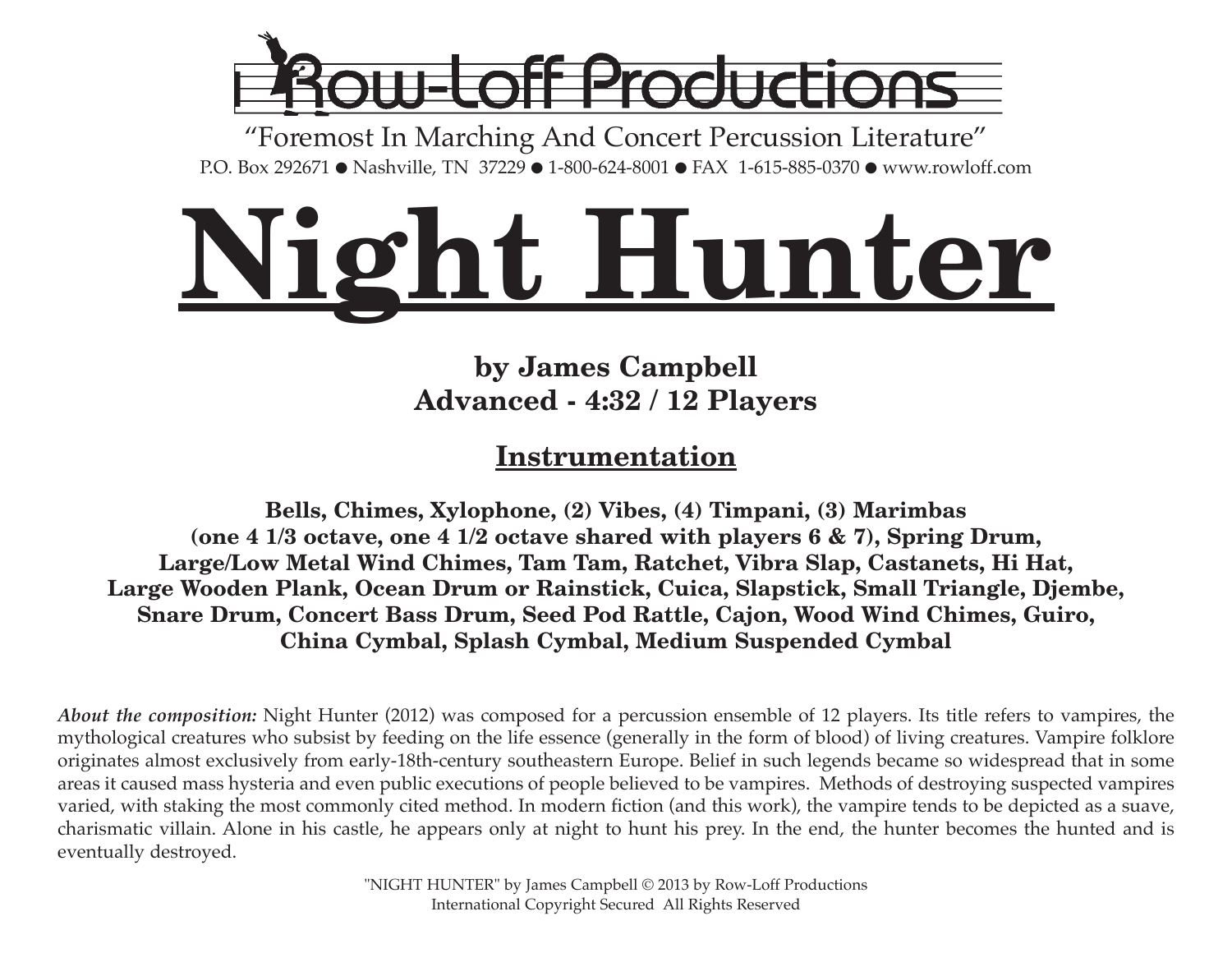Row-Loff Productions

"Foremost In Marching And Concert Percussion Literature"

P.O. Box 292671 ● Nashville, TN 37229 ● 1-800-624-8001 ● FAX 1-615-885-0370 ● www.rowloff.com

# Night Hunter

**by James Campbell**
**Advanced - 4:32 / 12 Players**

## Instrumentation

**Bells, Chimes, Xylophone, (2) Vibes, (4) Timpani, (3) Marimbas (one 4 1/3 octave, one 4 1/2 octave shared with players 6 & 7), Spring Drum, Large/Low Metal Wind Chimes, Tam Tam, Ratchet, Vibra Slap, Castanets, Hi Hat, Large Wooden Plank, Ocean Drum or Rainstick, Cuica, Slapstick, Small Triangle, Djembe, Snare Drum, Concert Bass Drum, Seed Pod Rattle, Cajon, Wood Wind Chimes, Guiro, China Cymbal, Splash Cymbal, Medium Suspended Cymbal**

***About the composition:*** Night Hunter (2012) was composed for a percussion ensemble of 12 players. Its title refers to vampires, the mythological creatures who subsist by feeding on the life essence (generally in the form of blood) of living creatures. Vampire folklore originates almost exclusively from early-18th-century southeastern Europe. Belief in such legends became so widespread that in some areas it caused mass hysteria and even public executions of people believed to be vampires. Methods of destroying suspected vampires varied, with staking the most commonly cited method. In modern fiction (and this work), the vampire tends to be depicted as a suave, charismatic villain. Alone in his castle, he appears only at night to hunt his prey. In the end, the hunter becomes the hunted and is eventually destroyed.

"NIGHT HUNTER" by James Campbell © 2013 by Row-Loff Productions
International Copyright Secured All Rights Reserved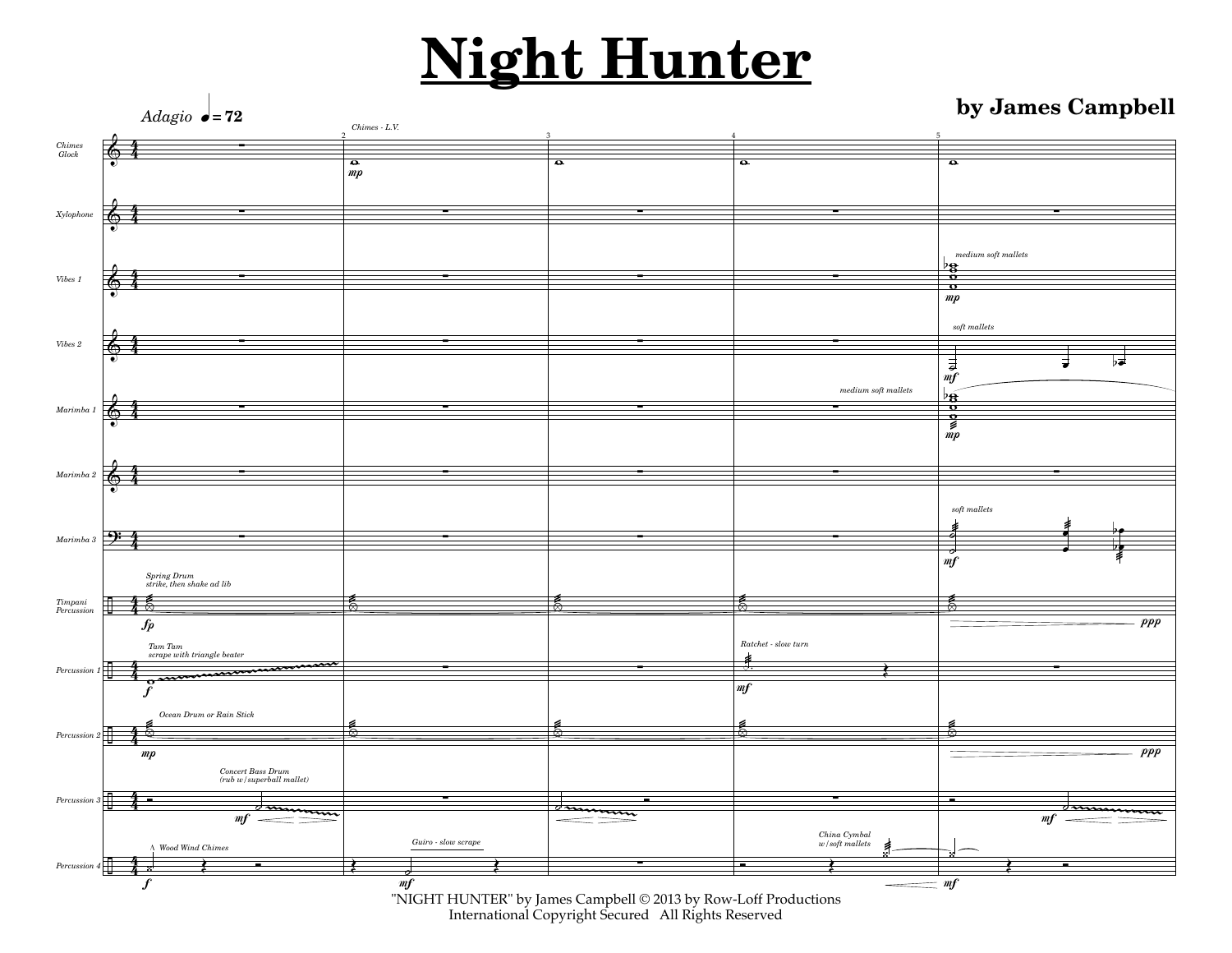# Night Hunter

**by James Campbell**

"NIGHT HUNTER" by James Campbell © 2013 by Row-Loff Productions
International Copyright Secured All Rights Reserved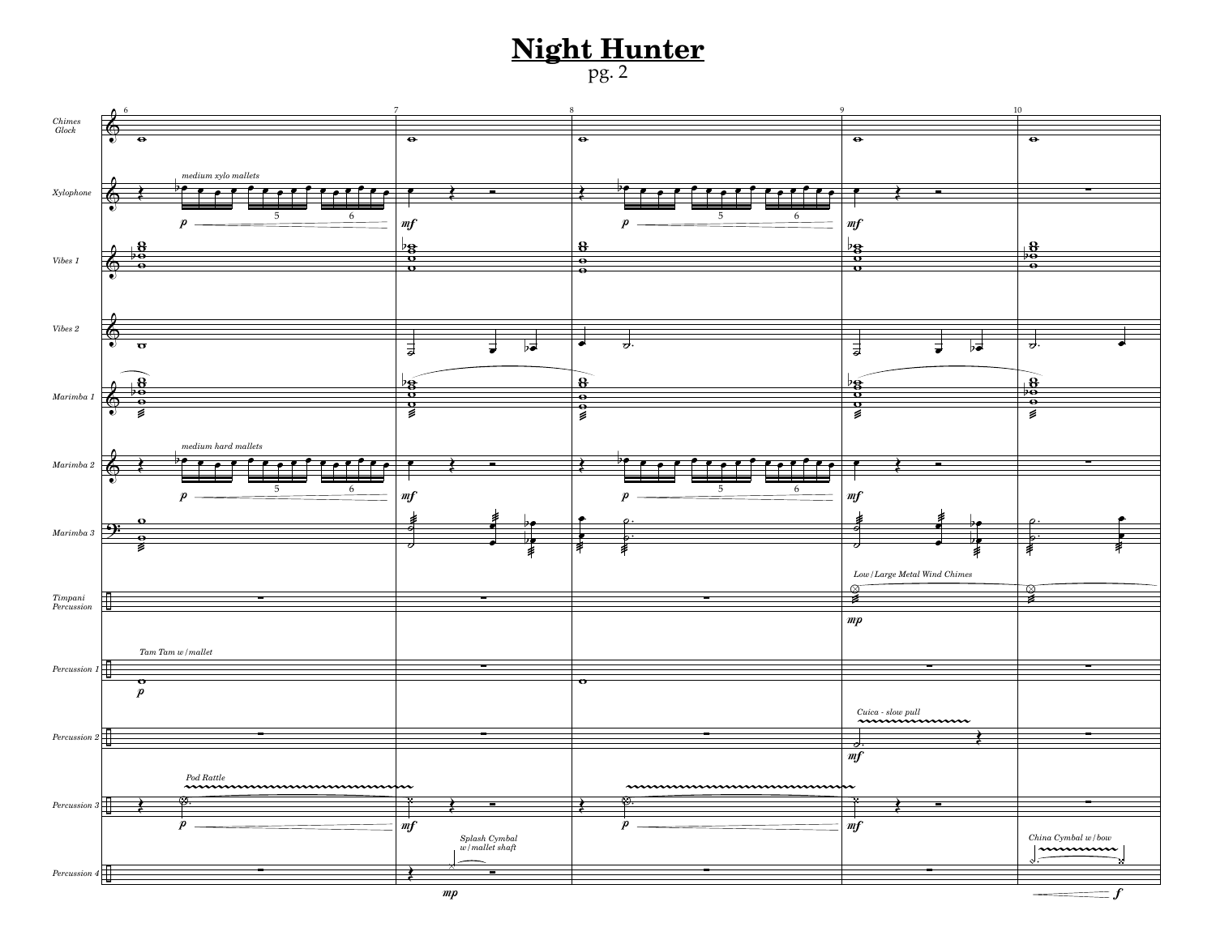# Night Hunter

pg. 2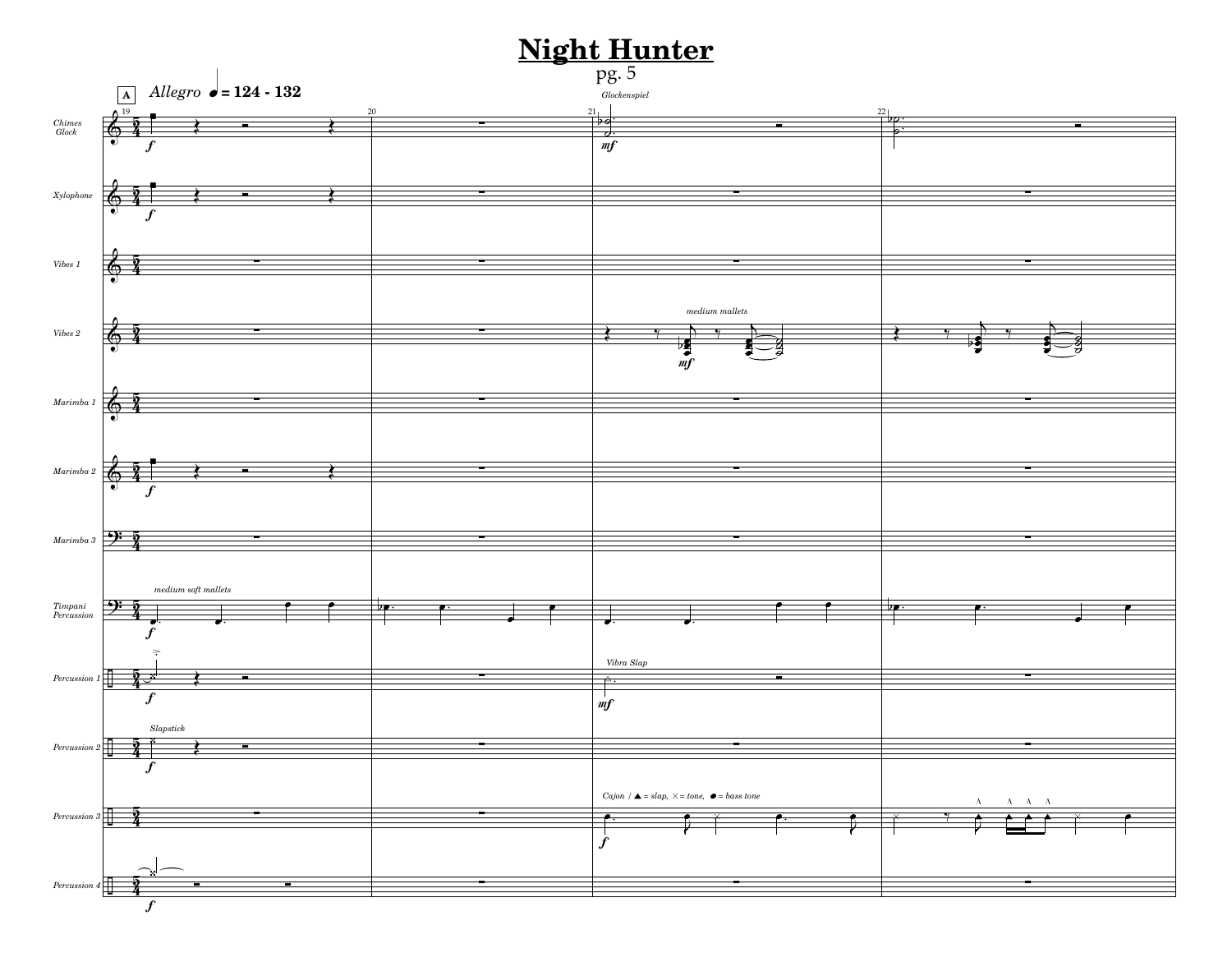# Night Hunter

pg. 5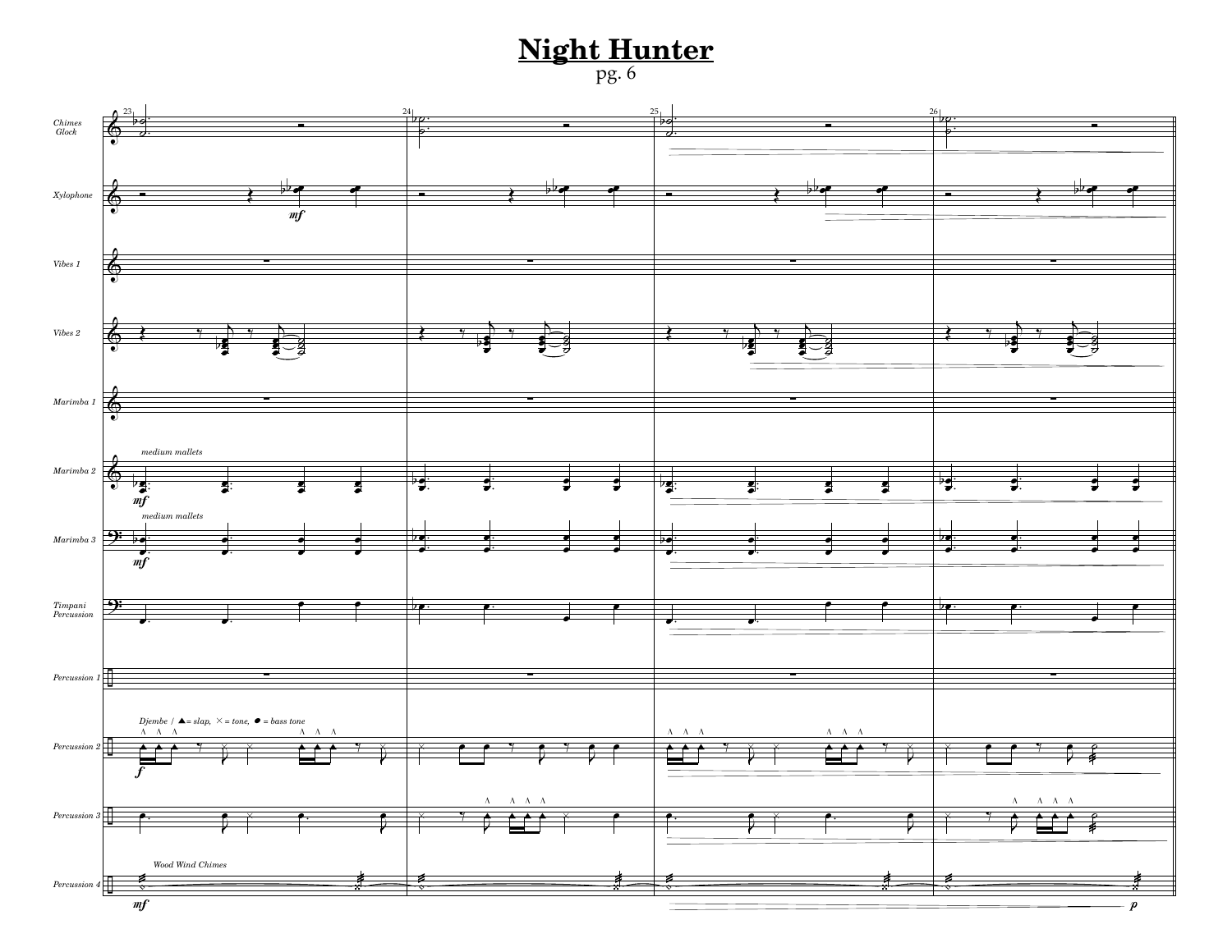# Night Hunter

pg. 6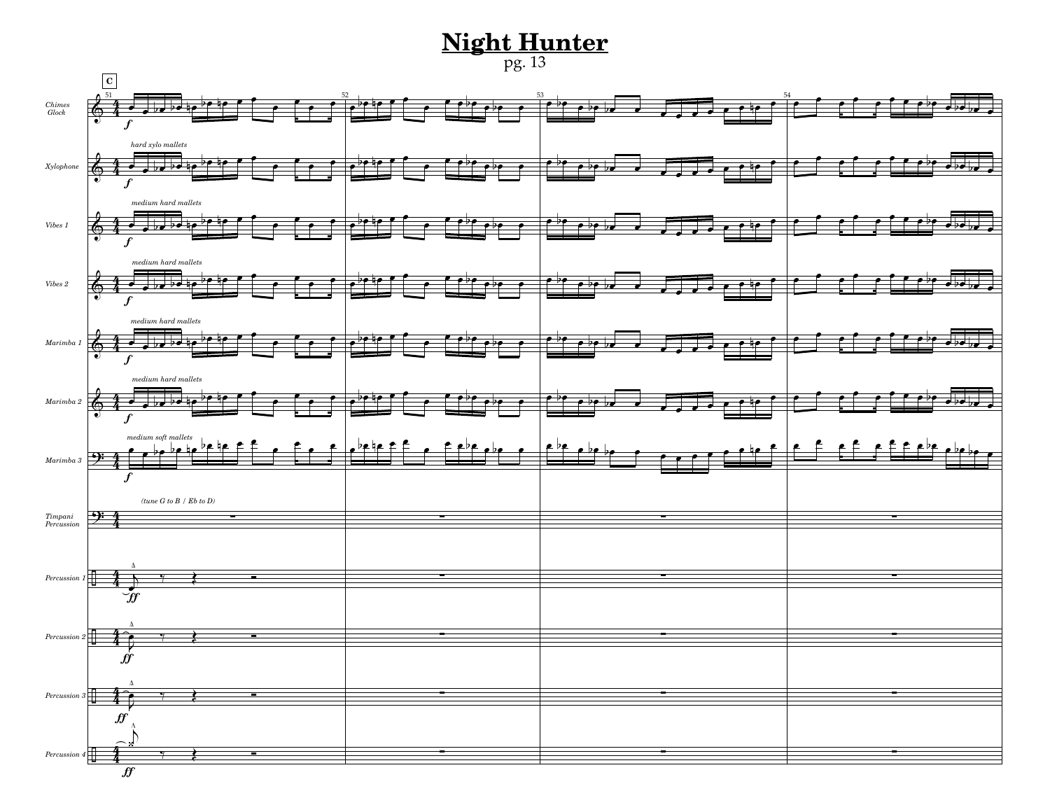# Night Hunter

pg. 13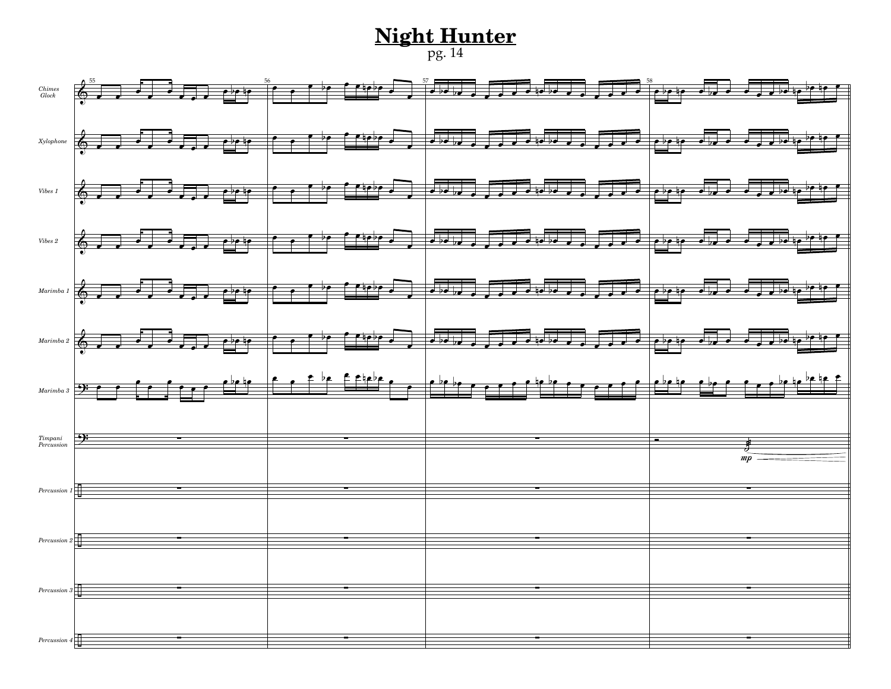# Night Hunter

pg. 14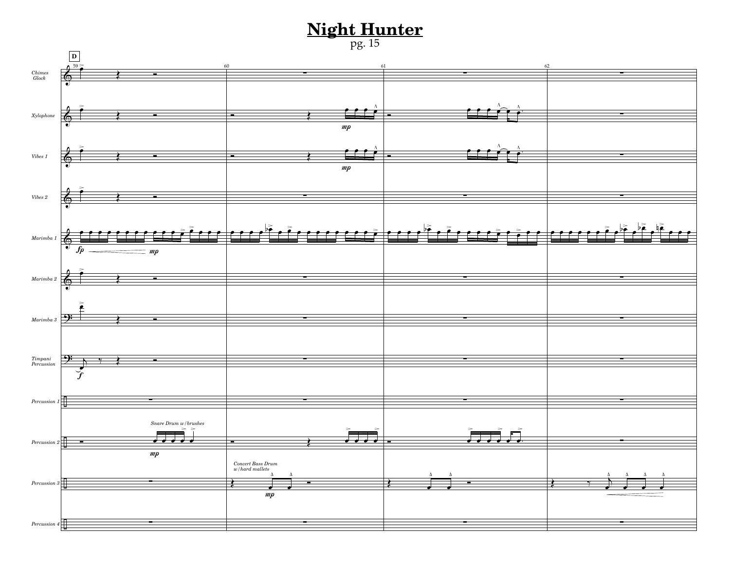# Night Hunter

pg. 15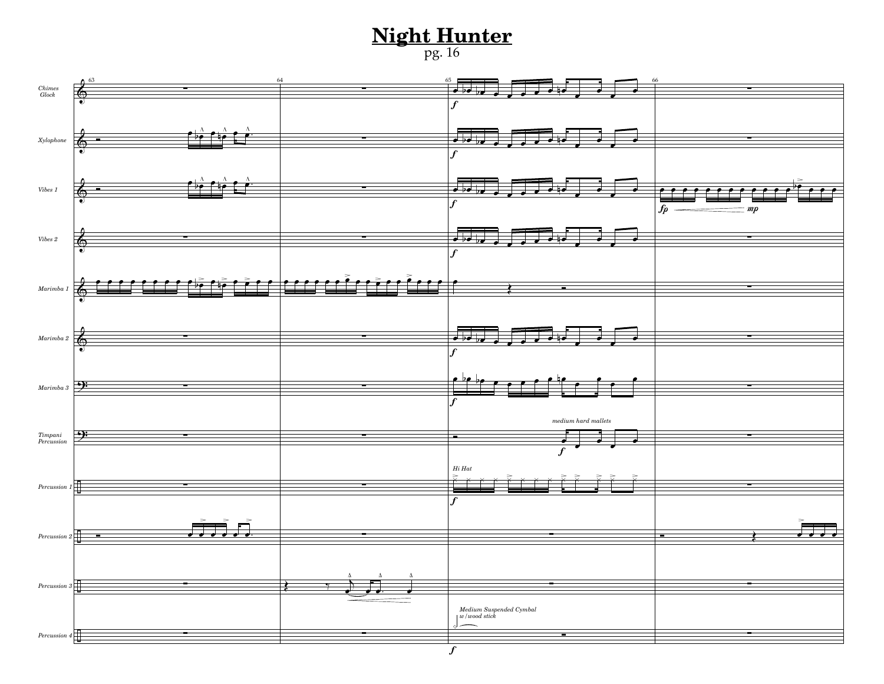# Night Hunter

pg. 16